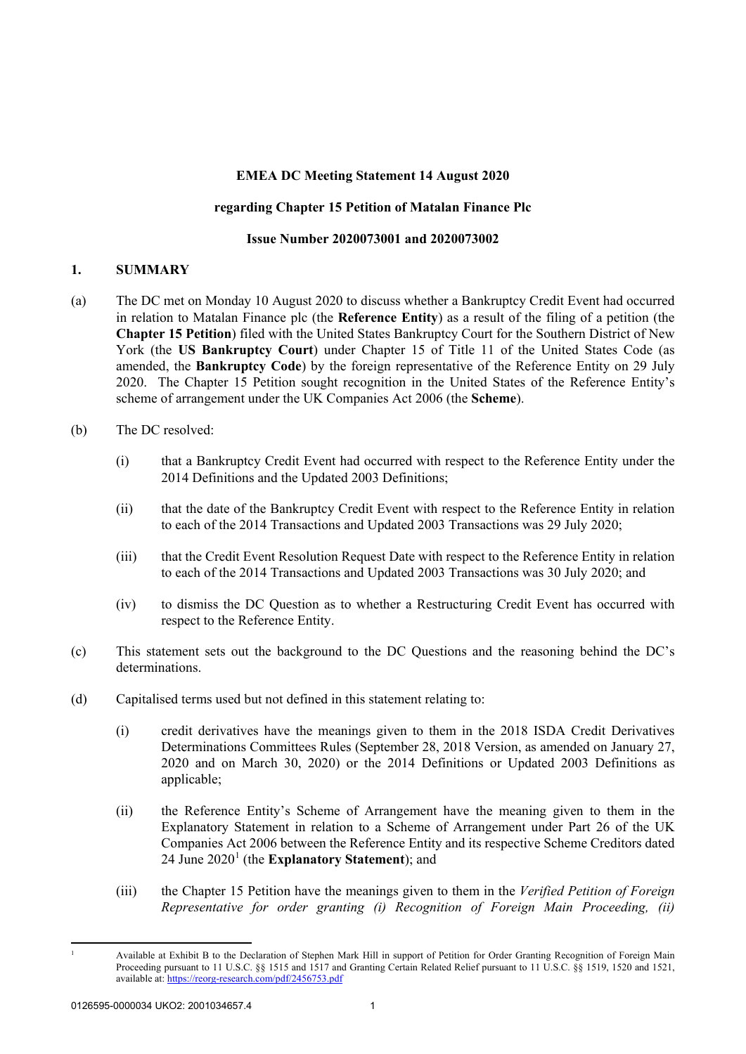**EMEA DC Meeting Statement 14 August 2020**

**regarding Chapter 15 Petition of Matalan Finance Plc**

**Issue Number 2020073001 and 2020073002**

## 1. SUMMARY

(a) The DC met on Monday 10 August 2020 to discuss whether a Bankruptcy Credit Event had occurred in relation to Matalan Finance plc (the **Reference Entity**) as a result of the filing of a petition (the **Chapter 15 Petition**) filed with the United States Bankruptcy Court for the Southern District of New York (the **US Bankruptcy Court**) under Chapter 15 of Title 11 of the United States Code (as amended, the **Bankruptcy Code**) by the foreign representative of the Reference Entity on 29 July 2020. The Chapter 15 Petition sought recognition in the United States of the Reference Entity's scheme of arrangement under the UK Companies Act 2006 (the **Scheme**).

(b) The DC resolved:

(i) that a Bankruptcy Credit Event had occurred with respect to the Reference Entity under the 2014 Definitions and the Updated 2003 Definitions;

(ii) that the date of the Bankruptcy Credit Event with respect to the Reference Entity in relation to each of the 2014 Transactions and Updated 2003 Transactions was 29 July 2020;

(iii) that the Credit Event Resolution Request Date with respect to the Reference Entity in relation to each of the 2014 Transactions and Updated 2003 Transactions was 30 July 2020; and

(iv) to dismiss the DC Question as to whether a Restructuring Credit Event has occurred with respect to the Reference Entity.

(c) This statement sets out the background to the DC Questions and the reasoning behind the DC's determinations.

(d) Capitalised terms used but not defined in this statement relating to:

(i) credit derivatives have the meanings given to them in the 2018 ISDA Credit Derivatives Determinations Committees Rules (September 28, 2018 Version, as amended on January 27, 2020 and on March 30, 2020) or the 2014 Definitions or Updated 2003 Definitions as applicable;

(ii) the Reference Entity's Scheme of Arrangement have the meaning given to them in the Explanatory Statement in relation to a Scheme of Arrangement under Part 26 of the UK Companies Act 2006 between the Reference Entity and its respective Scheme Creditors dated 24 June 2020[1] (the **Explanatory Statement**); and

(iii) the Chapter 15 Petition have the meanings given to them in the *Verified Petition of Foreign Representative for order granting (i) Recognition of Foreign Main Proceeding, (ii)*

---

[1] Available at Exhibit B to the Declaration of Stephen Mark Hill in support of Petition for Order Granting Recognition of Foreign Main Proceeding pursuant to 11 U.S.C. §§ 1515 and 1517 and Granting Certain Related Relief pursuant to 11 U.S.C. §§ 1519, 1520 and 1521, available at: https://reorg-research.com/pdf/2456753.pdf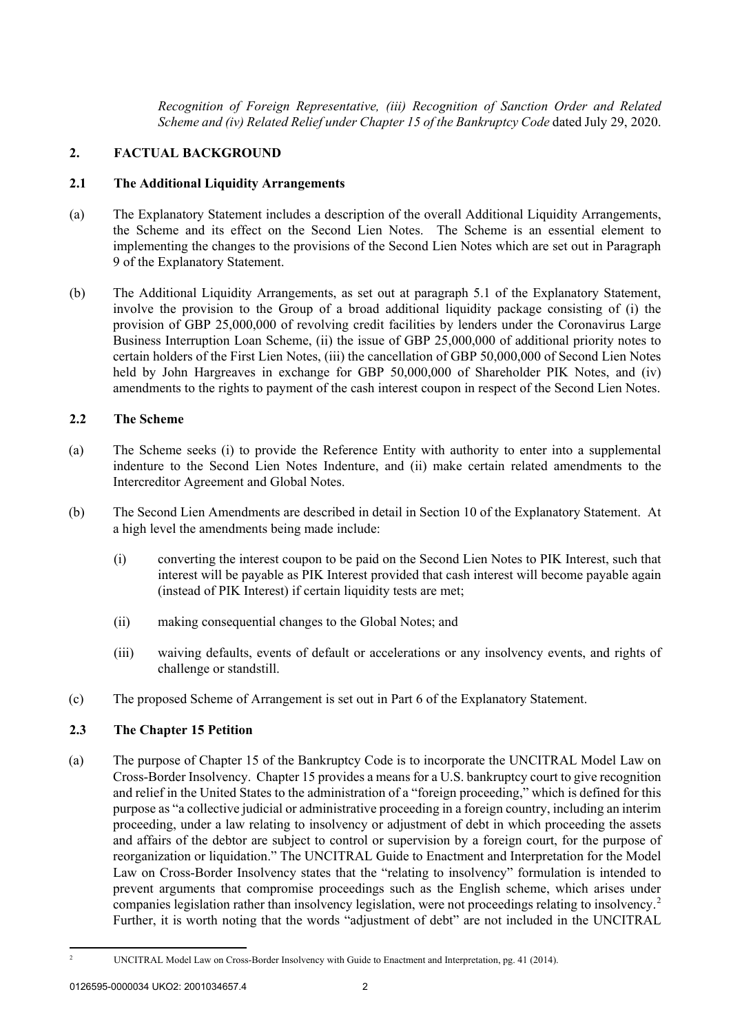*Recognition of Foreign Representative, (iii) Recognition of Sanction Order and Related Scheme and (iv) Related Relief under Chapter 15 of the Bankruptcy Code* dated July 29, 2020.

## 2. FACTUAL BACKGROUND

### 2.1 The Additional Liquidity Arrangements

(a) The Explanatory Statement includes a description of the overall Additional Liquidity Arrangements, the Scheme and its effect on the Second Lien Notes. The Scheme is an essential element to implementing the changes to the provisions of the Second Lien Notes which are set out in Paragraph 9 of the Explanatory Statement.

(b) The Additional Liquidity Arrangements, as set out at paragraph 5.1 of the Explanatory Statement, involve the provision to the Group of a broad additional liquidity package consisting of (i) the provision of GBP 25,000,000 of revolving credit facilities by lenders under the Coronavirus Large Business Interruption Loan Scheme, (ii) the issue of GBP 25,000,000 of additional priority notes to certain holders of the First Lien Notes, (iii) the cancellation of GBP 50,000,000 of Second Lien Notes held by John Hargreaves in exchange for GBP 50,000,000 of Shareholder PIK Notes, and (iv) amendments to the rights to payment of the cash interest coupon in respect of the Second Lien Notes.

### 2.2 The Scheme

(a) The Scheme seeks (i) to provide the Reference Entity with authority to enter into a supplemental indenture to the Second Lien Notes Indenture, and (ii) make certain related amendments to the Intercreditor Agreement and Global Notes.

(b) The Second Lien Amendments are described in detail in Section 10 of the Explanatory Statement. At a high level the amendments being made include:

  (i) converting the interest coupon to be paid on the Second Lien Notes to PIK Interest, such that interest will be payable as PIK Interest provided that cash interest will become payable again (instead of PIK Interest) if certain liquidity tests are met;

  (ii) making consequential changes to the Global Notes; and

  (iii) waiving defaults, events of default or accelerations or any insolvency events, and rights of challenge or standstill.

(c) The proposed Scheme of Arrangement is set out in Part 6 of the Explanatory Statement.

### 2.3 The Chapter 15 Petition

(a) The purpose of Chapter 15 of the Bankruptcy Code is to incorporate the UNCITRAL Model Law on Cross-Border Insolvency. Chapter 15 provides a means for a U.S. bankruptcy court to give recognition and relief in the United States to the administration of a "foreign proceeding," which is defined for this purpose as "a collective judicial or administrative proceeding in a foreign country, including an interim proceeding, under a law relating to insolvency or adjustment of debt in which proceeding the assets and affairs of the debtor are subject to control or supervision by a foreign court, for the purpose of reorganization or liquidation." The UNCITRAL Guide to Enactment and Interpretation for the Model Law on Cross-Border Insolvency states that the "relating to insolvency" formulation is intended to prevent arguments that compromise proceedings such as the English scheme, which arises under companies legislation rather than insolvency legislation, were not proceedings relating to insolvency.[2] Further, it is worth noting that the words "adjustment of debt" are not included in the UNCITRAL

[2] UNCITRAL Model Law on Cross-Border Insolvency with Guide to Enactment and Interpretation, pg. 41 (2014).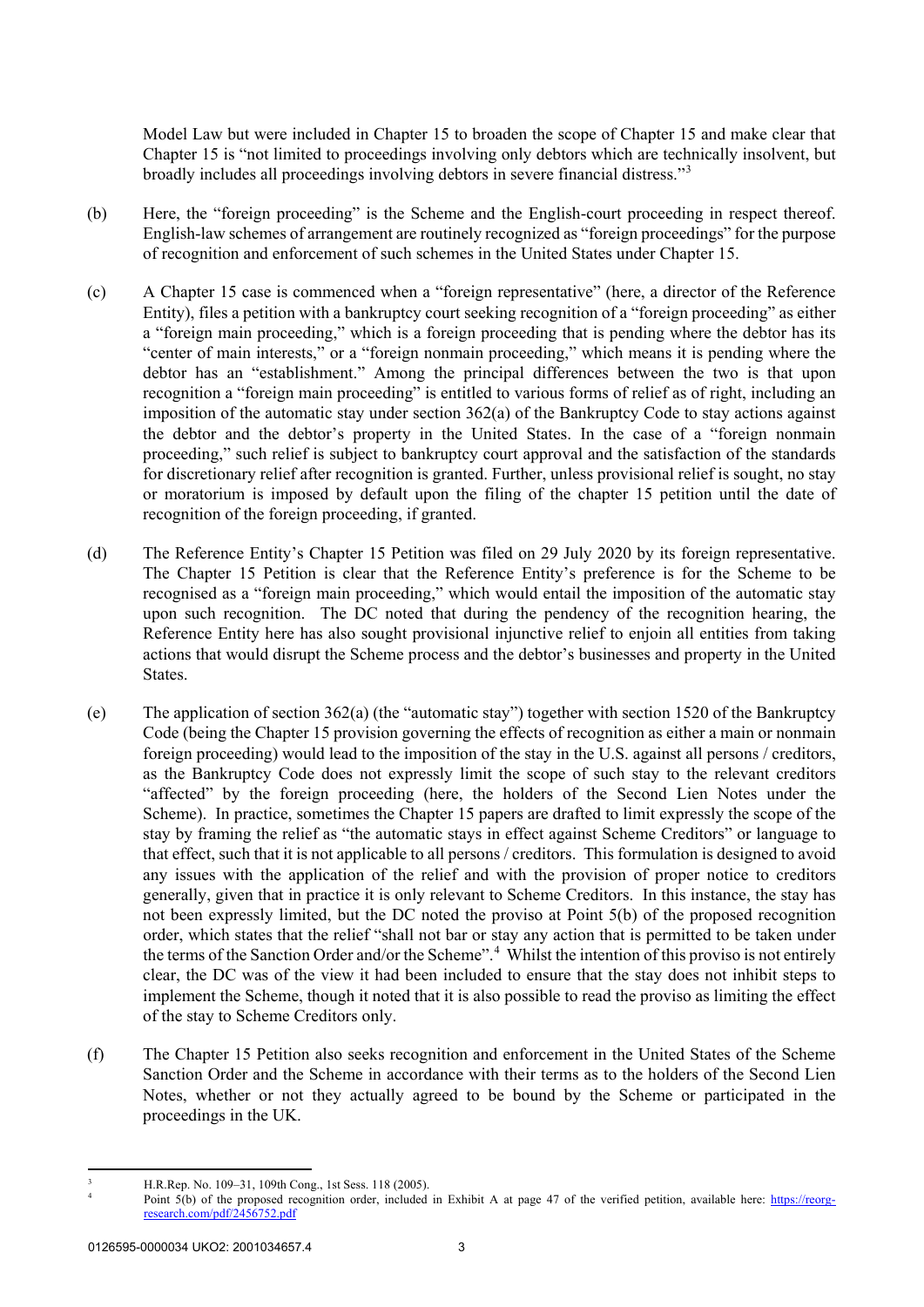Model Law but were included in Chapter 15 to broaden the scope of Chapter 15 and make clear that Chapter 15 is "not limited to proceedings involving only debtors which are technically insolvent, but broadly includes all proceedings involving debtors in severe financial distress."[3]

(b) Here, the "foreign proceeding" is the Scheme and the English-court proceeding in respect thereof. English-law schemes of arrangement are routinely recognized as "foreign proceedings" for the purpose of recognition and enforcement of such schemes in the United States under Chapter 15.

(c) A Chapter 15 case is commenced when a "foreign representative" (here, a director of the Reference Entity), files a petition with a bankruptcy court seeking recognition of a "foreign proceeding" as either a "foreign main proceeding," which is a foreign proceeding that is pending where the debtor has its "center of main interests," or a "foreign nonmain proceeding," which means it is pending where the debtor has an "establishment." Among the principal differences between the two is that upon recognition a "foreign main proceeding" is entitled to various forms of relief as of right, including an imposition of the automatic stay under section 362(a) of the Bankruptcy Code to stay actions against the debtor and the debtor's property in the United States. In the case of a "foreign nonmain proceeding," such relief is subject to bankruptcy court approval and the satisfaction of the standards for discretionary relief after recognition is granted. Further, unless provisional relief is sought, no stay or moratorium is imposed by default upon the filing of the chapter 15 petition until the date of recognition of the foreign proceeding, if granted.

(d) The Reference Entity's Chapter 15 Petition was filed on 29 July 2020 by its foreign representative. The Chapter 15 Petition is clear that the Reference Entity's preference is for the Scheme to be recognised as a "foreign main proceeding," which would entail the imposition of the automatic stay upon such recognition. The DC noted that during the pendency of the recognition hearing, the Reference Entity here has also sought provisional injunctive relief to enjoin all entities from taking actions that would disrupt the Scheme process and the debtor's businesses and property in the United States.

(e) The application of section 362(a) (the "automatic stay") together with section 1520 of the Bankruptcy Code (being the Chapter 15 provision governing the effects of recognition as either a main or nonmain foreign proceeding) would lead to the imposition of the stay in the U.S. against all persons / creditors, as the Bankruptcy Code does not expressly limit the scope of such stay to the relevant creditors "affected" by the foreign proceeding (here, the holders of the Second Lien Notes under the Scheme). In practice, sometimes the Chapter 15 papers are drafted to limit expressly the scope of the stay by framing the relief as "the automatic stays in effect against Scheme Creditors" or language to that effect, such that it is not applicable to all persons / creditors. This formulation is designed to avoid any issues with the application of the relief and with the provision of proper notice to creditors generally, given that in practice it is only relevant to Scheme Creditors. In this instance, the stay has not been expressly limited, but the DC noted the proviso at Point 5(b) of the proposed recognition order, which states that the relief "shall not bar or stay any action that is permitted to be taken under the terms of the Sanction Order and/or the Scheme".[4] Whilst the intention of this proviso is not entirely clear, the DC was of the view it had been included to ensure that the stay does not inhibit steps to implement the Scheme, though it noted that it is also possible to read the proviso as limiting the effect of the stay to Scheme Creditors only.

(f) The Chapter 15 Petition also seeks recognition and enforcement in the United States of the Scheme Sanction Order and the Scheme in accordance with their terms as to the holders of the Second Lien Notes, whether or not they actually agreed to be bound by the Scheme or participated in the proceedings in the UK.

---

[3] H.R.Rep. No. 109–31, 109th Cong., 1st Sess. 118 (2005).

[4] Point 5(b) of the proposed recognition order, included in Exhibit A at page 47 of the verified petition, available here: https://reorg-research.com/pdf/2456752.pdf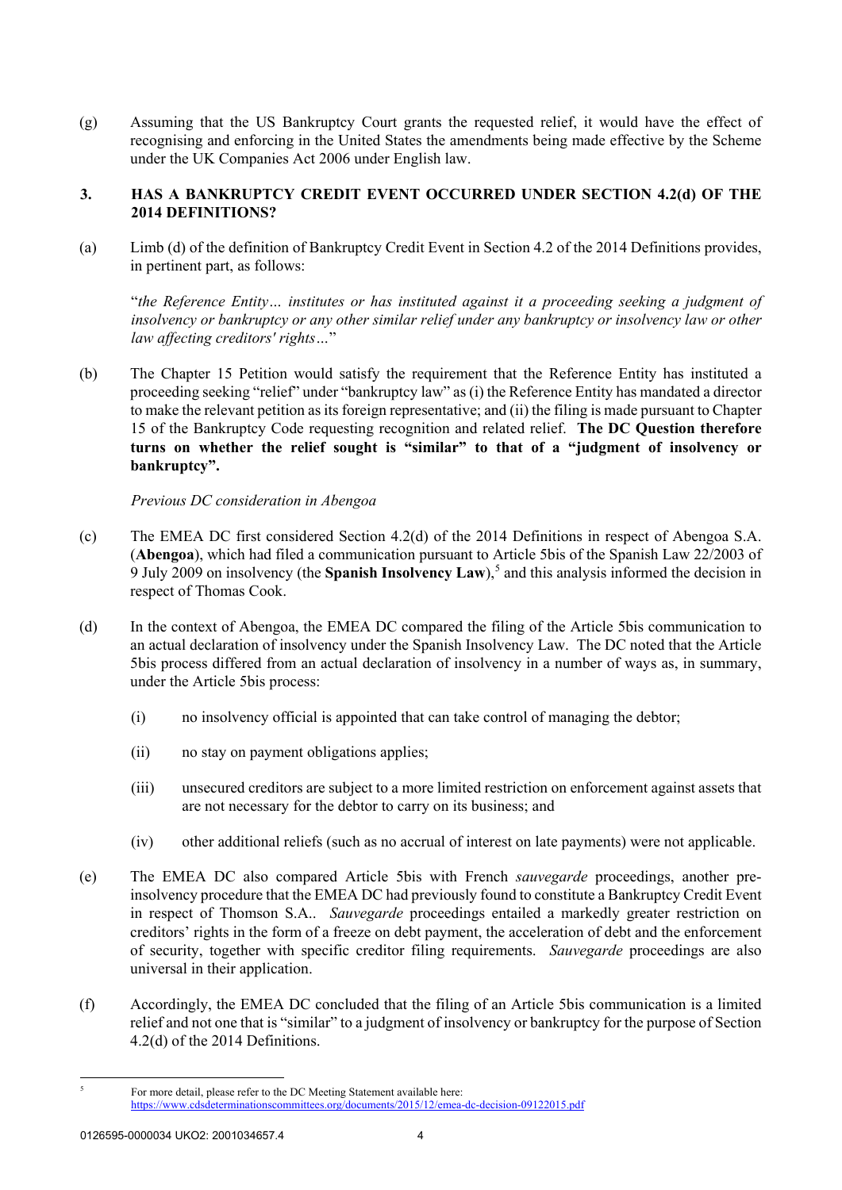(g) Assuming that the US Bankruptcy Court grants the requested relief, it would have the effect of recognising and enforcing in the United States the amendments being made effective by the Scheme under the UK Companies Act 2006 under English law.

## 3. HAS A BANKRUPTCY CREDIT EVENT OCCURRED UNDER SECTION 4.2(d) OF THE 2014 DEFINITIONS?

(a) Limb (d) of the definition of Bankruptcy Credit Event in Section 4.2 of the 2014 Definitions provides, in pertinent part, as follows:

"*the Reference Entity… institutes or has instituted against it a proceeding seeking a judgment of insolvency or bankruptcy or any other similar relief under any bankruptcy or insolvency law or other law affecting creditors' rights…*"

(b) The Chapter 15 Petition would satisfy the requirement that the Reference Entity has instituted a proceeding seeking "relief" under "bankruptcy law" as (i) the Reference Entity has mandated a director to make the relevant petition as its foreign representative; and (ii) the filing is made pursuant to Chapter 15 of the Bankruptcy Code requesting recognition and related relief. **The DC Question therefore turns on whether the relief sought is "similar" to that of a "judgment of insolvency or bankruptcy".**

*Previous DC consideration in Abengoa*

(c) The EMEA DC first considered Section 4.2(d) of the 2014 Definitions in respect of Abengoa S.A. (**Abengoa**), which had filed a communication pursuant to Article 5bis of the Spanish Law 22/2003 of 9 July 2009 on insolvency (the **Spanish Insolvency Law**),[5] and this analysis informed the decision in respect of Thomas Cook.

(d) In the context of Abengoa, the EMEA DC compared the filing of the Article 5bis communication to an actual declaration of insolvency under the Spanish Insolvency Law. The DC noted that the Article 5bis process differed from an actual declaration of insolvency in a number of ways as, in summary, under the Article 5bis process:

(i) no insolvency official is appointed that can take control of managing the debtor;

(ii) no stay on payment obligations applies;

(iii) unsecured creditors are subject to a more limited restriction on enforcement against assets that are not necessary for the debtor to carry on its business; and

(iv) other additional reliefs (such as no accrual of interest on late payments) were not applicable.

(e) The EMEA DC also compared Article 5bis with French *sauvegarde* proceedings, another pre-insolvency procedure that the EMEA DC had previously found to constitute a Bankruptcy Credit Event in respect of Thomson S.A.. *Sauvegarde* proceedings entailed a markedly greater restriction on creditors' rights in the form of a freeze on debt payment, the acceleration of debt and the enforcement of security, together with specific creditor filing requirements. *Sauvegarde* proceedings are also universal in their application.

(f) Accordingly, the EMEA DC concluded that the filing of an Article 5bis communication is a limited relief and not one that is "similar" to a judgment of insolvency or bankruptcy for the purpose of Section 4.2(d) of the 2014 Definitions.

---

[5] For more detail, please refer to the DC Meeting Statement available here: https://www.cdsdeterminationscommittees.org/documents/2015/12/emea-dc-decision-09122015.pdf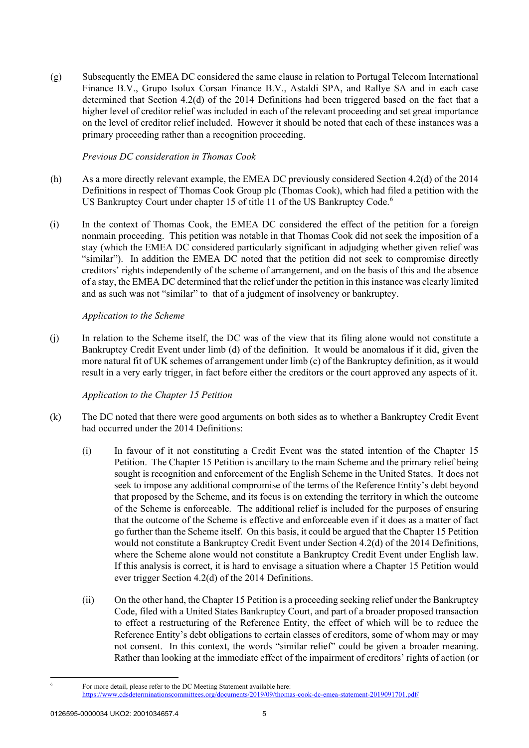(g) Subsequently the EMEA DC considered the same clause in relation to Portugal Telecom International Finance B.V., Grupo Isolux Corsan Finance B.V., Astaldi SPA, and Rallye SA and in each case determined that Section 4.2(d) of the 2014 Definitions had been triggered based on the fact that a higher level of creditor relief was included in each of the relevant proceeding and set great importance on the level of creditor relief included. However it should be noted that each of these instances was a primary proceeding rather than a recognition proceeding.

*Previous DC consideration in Thomas Cook*

(h) As a more directly relevant example, the EMEA DC previously considered Section 4.2(d) of the 2014 Definitions in respect of Thomas Cook Group plc (Thomas Cook), which had filed a petition with the US Bankruptcy Court under chapter 15 of title 11 of the US Bankruptcy Code.[6]

(i) In the context of Thomas Cook, the EMEA DC considered the effect of the petition for a foreign nonmain proceeding. This petition was notable in that Thomas Cook did not seek the imposition of a stay (which the EMEA DC considered particularly significant in adjudging whether given relief was "similar"). In addition the EMEA DC noted that the petition did not seek to compromise directly creditors' rights independently of the scheme of arrangement, and on the basis of this and the absence of a stay, the EMEA DC determined that the relief under the petition in this instance was clearly limited and as such was not "similar" to that of a judgment of insolvency or bankruptcy.

*Application to the Scheme*

(j) In relation to the Scheme itself, the DC was of the view that its filing alone would not constitute a Bankruptcy Credit Event under limb (d) of the definition. It would be anomalous if it did, given the more natural fit of UK schemes of arrangement under limb (c) of the Bankruptcy definition, as it would result in a very early trigger, in fact before either the creditors or the court approved any aspects of it.

*Application to the Chapter 15 Petition*

(k) The DC noted that there were good arguments on both sides as to whether a Bankruptcy Credit Event had occurred under the 2014 Definitions:

   (i) In favour of it not constituting a Credit Event was the stated intention of the Chapter 15 Petition. The Chapter 15 Petition is ancillary to the main Scheme and the primary relief being sought is recognition and enforcement of the English Scheme in the United States. It does not seek to impose any additional compromise of the terms of the Reference Entity's debt beyond that proposed by the Scheme, and its focus is on extending the territory in which the outcome of the Scheme is enforceable. The additional relief is included for the purposes of ensuring that the outcome of the Scheme is effective and enforceable even if it does as a matter of fact go further than the Scheme itself. On this basis, it could be argued that the Chapter 15 Petition would not constitute a Bankruptcy Credit Event under Section 4.2(d) of the 2014 Definitions, where the Scheme alone would not constitute a Bankruptcy Credit Event under English law. If this analysis is correct, it is hard to envisage a situation where a Chapter 15 Petition would ever trigger Section 4.2(d) of the 2014 Definitions.

   (ii) On the other hand, the Chapter 15 Petition is a proceeding seeking relief under the Bankruptcy Code, filed with a United States Bankruptcy Court, and part of a broader proposed transaction to effect a restructuring of the Reference Entity, the effect of which will be to reduce the Reference Entity's debt obligations to certain classes of creditors, some of whom may or may not consent. In this context, the words "similar relief" could be given a broader meaning. Rather than looking at the immediate effect of the impairment of creditors' rights of action (or

[6] For more detail, please refer to the DC Meeting Statement available here: https://www.cdsdeterminationscommittees.org/documents/2019/09/thomas-cook-dc-emea-statement-2019091701.pdf/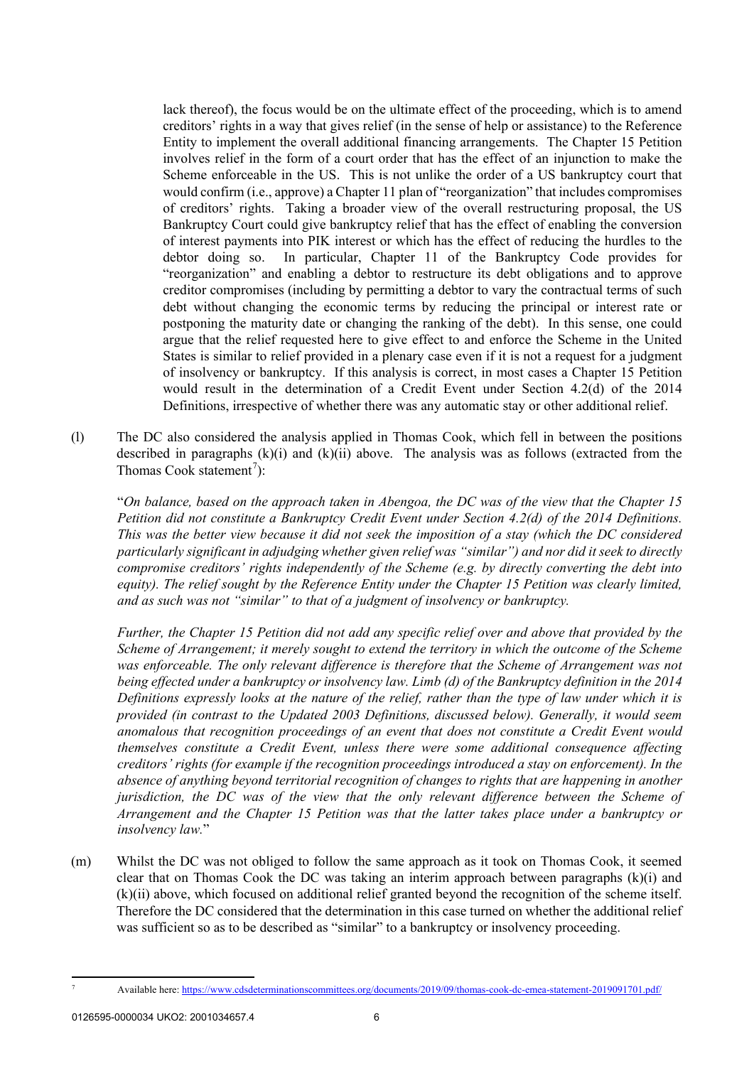lack thereof), the focus would be on the ultimate effect of the proceeding, which is to amend creditors' rights in a way that gives relief (in the sense of help or assistance) to the Reference Entity to implement the overall additional financing arrangements. The Chapter 15 Petition involves relief in the form of a court order that has the effect of an injunction to make the Scheme enforceable in the US. This is not unlike the order of a US bankruptcy court that would confirm (i.e., approve) a Chapter 11 plan of "reorganization" that includes compromises of creditors' rights. Taking a broader view of the overall restructuring proposal, the US Bankruptcy Court could give bankruptcy relief that has the effect of enabling the conversion of interest payments into PIK interest or which has the effect of reducing the hurdles to the debtor doing so. In particular, Chapter 11 of the Bankruptcy Code provides for "reorganization" and enabling a debtor to restructure its debt obligations and to approve creditor compromises (including by permitting a debtor to vary the contractual terms of such debt without changing the economic terms by reducing the principal or interest rate or postponing the maturity date or changing the ranking of the debt). In this sense, one could argue that the relief requested here to give effect to and enforce the Scheme in the United States is similar to relief provided in a plenary case even if it is not a request for a judgment of insolvency or bankruptcy. If this analysis is correct, in most cases a Chapter 15 Petition would result in the determination of a Credit Event under Section 4.2(d) of the 2014 Definitions, irrespective of whether there was any automatic stay or other additional relief.

(l) The DC also considered the analysis applied in Thomas Cook, which fell in between the positions described in paragraphs (k)(i) and (k)(ii) above. The analysis was as follows (extracted from the Thomas Cook statement[7]):

"*On balance, based on the approach taken in Abengoa, the DC was of the view that the Chapter 15 Petition did not constitute a Bankruptcy Credit Event under Section 4.2(d) of the 2014 Definitions. This was the better view because it did not seek the imposition of a stay (which the DC considered particularly significant in adjudging whether given relief was "similar") and nor did it seek to directly compromise creditors' rights independently of the Scheme (e.g. by directly converting the debt into equity). The relief sought by the Reference Entity under the Chapter 15 Petition was clearly limited, and as such was not "similar" to that of a judgment of insolvency or bankruptcy.*

*Further, the Chapter 15 Petition did not add any specific relief over and above that provided by the Scheme of Arrangement; it merely sought to extend the territory in which the outcome of the Scheme was enforceable. The only relevant difference is therefore that the Scheme of Arrangement was not being effected under a bankruptcy or insolvency law. Limb (d) of the Bankruptcy definition in the 2014 Definitions expressly looks at the nature of the relief, rather than the type of law under which it is provided (in contrast to the Updated 2003 Definitions, discussed below). Generally, it would seem anomalous that recognition proceedings of an event that does not constitute a Credit Event would themselves constitute a Credit Event, unless there were some additional consequence affecting creditors' rights (for example if the recognition proceedings introduced a stay on enforcement). In the absence of anything beyond territorial recognition of changes to rights that are happening in another jurisdiction, the DC was of the view that the only relevant difference between the Scheme of Arrangement and the Chapter 15 Petition was the latter takes place under a bankruptcy or insolvency law.*"

(m) Whilst the DC was not obliged to follow the same approach as it took on Thomas Cook, it seemed clear that on Thomas Cook the DC was taking an interim approach between paragraphs (k)(i) and (k)(ii) above, which focused on additional relief granted beyond the recognition of the scheme itself. Therefore the DC considered that the determination in this case turned on whether the additional relief was sufficient so as to be described as "similar" to a bankruptcy or insolvency proceeding.

[7] Available here: https://www.cdsdeterminationscommittees.org/documents/2019/09/thomas-cook-dc-emea-statement-2019091701.pdf/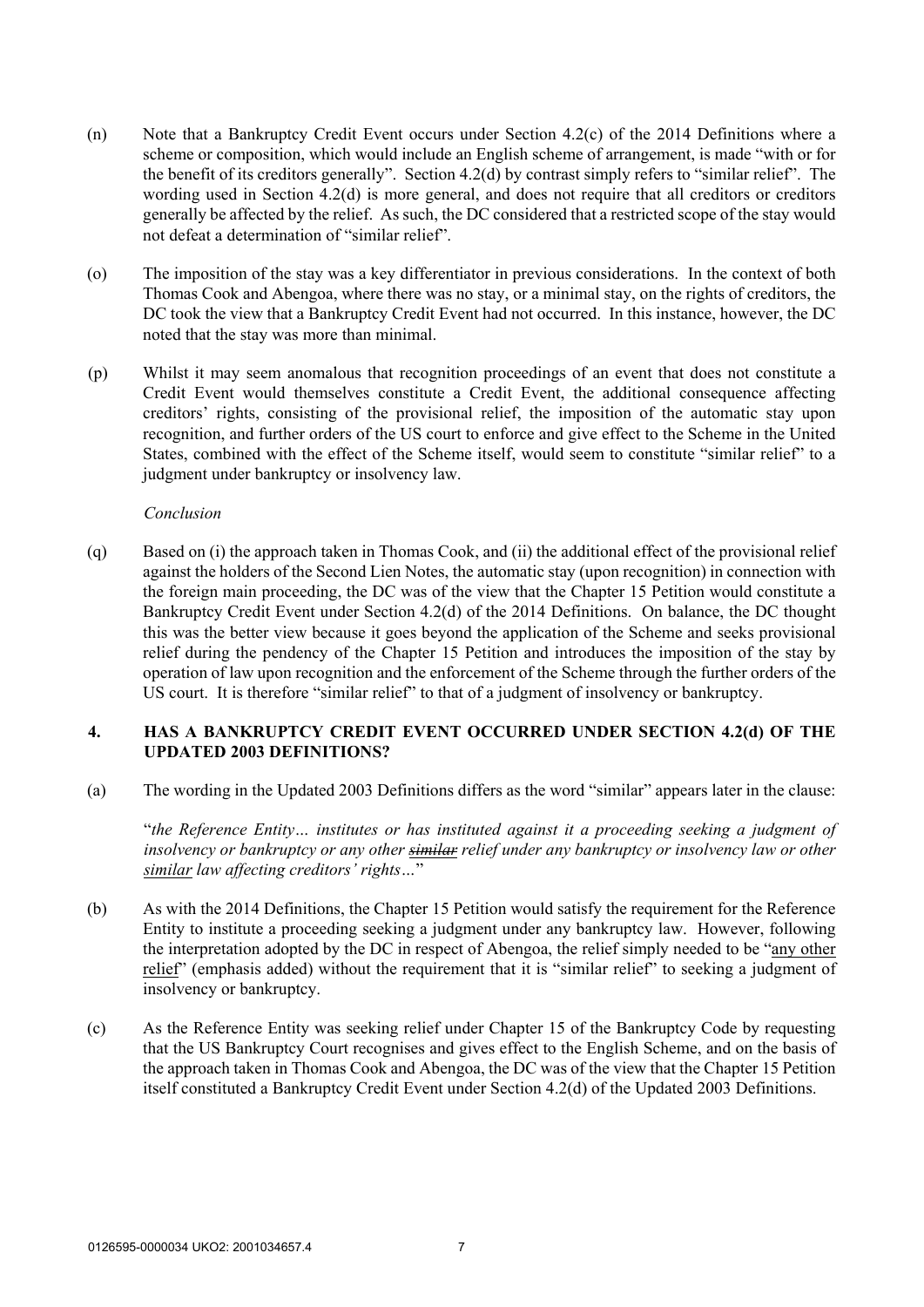(n) Note that a Bankruptcy Credit Event occurs under Section 4.2(c) of the 2014 Definitions where a scheme or composition, which would include an English scheme of arrangement, is made "with or for the benefit of its creditors generally". Section 4.2(d) by contrast simply refers to "similar relief". The wording used in Section 4.2(d) is more general, and does not require that all creditors or creditors generally be affected by the relief. As such, the DC considered that a restricted scope of the stay would not defeat a determination of "similar relief".

(o) The imposition of the stay was a key differentiator in previous considerations. In the context of both Thomas Cook and Abengoa, where there was no stay, or a minimal stay, on the rights of creditors, the DC took the view that a Bankruptcy Credit Event had not occurred. In this instance, however, the DC noted that the stay was more than minimal.

(p) Whilst it may seem anomalous that recognition proceedings of an event that does not constitute a Credit Event would themselves constitute a Credit Event, the additional consequence affecting creditors' rights, consisting of the provisional relief, the imposition of the automatic stay upon recognition, and further orders of the US court to enforce and give effect to the Scheme in the United States, combined with the effect of the Scheme itself, would seem to constitute "similar relief" to a judgment under bankruptcy or insolvency law.

*Conclusion*

(q) Based on (i) the approach taken in Thomas Cook, and (ii) the additional effect of the provisional relief against the holders of the Second Lien Notes, the automatic stay (upon recognition) in connection with the foreign main proceeding, the DC was of the view that the Chapter 15 Petition would constitute a Bankruptcy Credit Event under Section 4.2(d) of the 2014 Definitions. On balance, the DC thought this was the better view because it goes beyond the application of the Scheme and seeks provisional relief during the pendency of the Chapter 15 Petition and introduces the imposition of the stay by operation of law upon recognition and the enforcement of the Scheme through the further orders of the US court. It is therefore "similar relief" to that of a judgment of insolvency or bankruptcy.

## 4. HAS A BANKRUPTCY CREDIT EVENT OCCURRED UNDER SECTION 4.2(d) OF THE UPDATED 2003 DEFINITIONS?

(a) The wording in the Updated 2003 Definitions differs as the word "similar" appears later in the clause:

"*the Reference Entity… institutes or has instituted against it a proceeding seeking a judgment of insolvency or bankruptcy or any other ~~similar~~ relief under any bankruptcy or insolvency law or other similar law affecting creditors' rights…*"

(b) As with the 2014 Definitions, the Chapter 15 Petition would satisfy the requirement for the Reference Entity to institute a proceeding seeking a judgment under any bankruptcy law. However, following the interpretation adopted by the DC in respect of Abengoa, the relief simply needed to be "any other relief" (emphasis added) without the requirement that it is "similar relief" to seeking a judgment of insolvency or bankruptcy.

(c) As the Reference Entity was seeking relief under Chapter 15 of the Bankruptcy Code by requesting that the US Bankruptcy Court recognises and gives effect to the English Scheme, and on the basis of the approach taken in Thomas Cook and Abengoa, the DC was of the view that the Chapter 15 Petition itself constituted a Bankruptcy Credit Event under Section 4.2(d) of the Updated 2003 Definitions.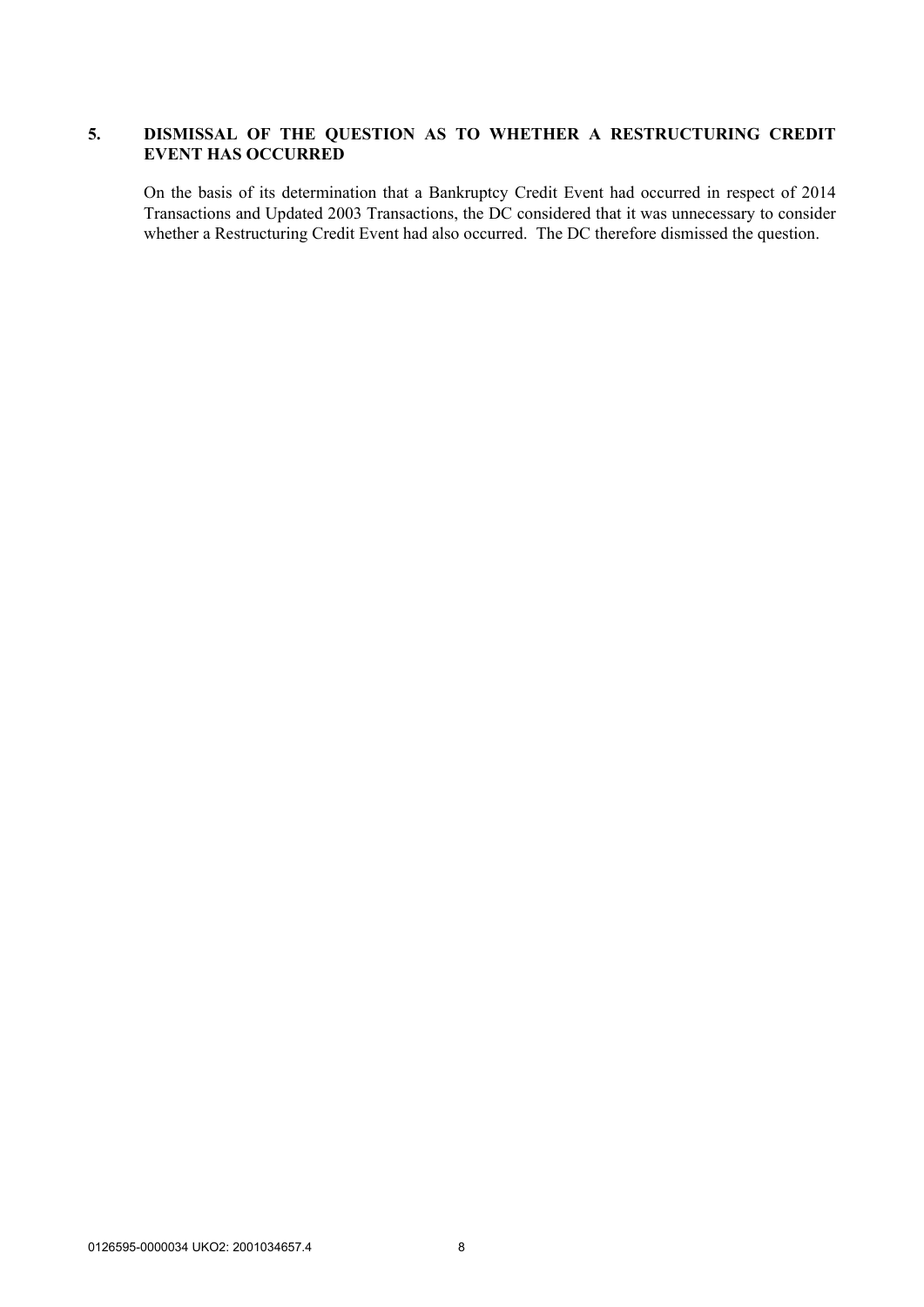## 5. DISMISSAL OF THE QUESTION AS TO WHETHER A RESTRUCTURING CREDIT EVENT HAS OCCURRED

On the basis of its determination that a Bankruptcy Credit Event had occurred in respect of 2014 Transactions and Updated 2003 Transactions, the DC considered that it was unnecessary to consider whether a Restructuring Credit Event had also occurred. The DC therefore dismissed the question.